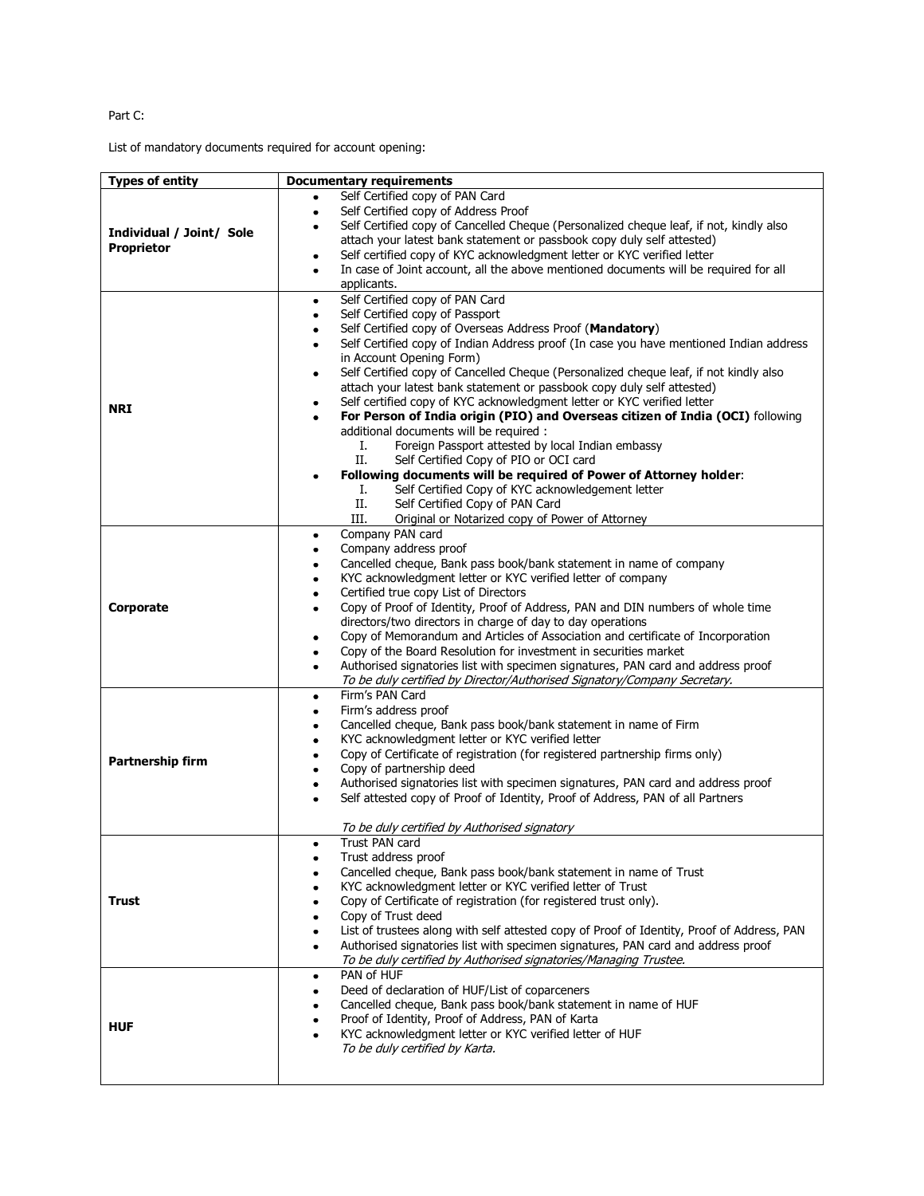Part C:

List of mandatory documents required for account opening:

| Types of entity | Documentary requirements |
|---|---|
| **Individual / Joint/ Sole Proprietor** | • Self Certified copy of PAN Card<br>• Self Certified copy of Address Proof<br>• Self Certified copy of Cancelled Cheque (Personalized cheque leaf, if not, kindly also attach your latest bank statement or passbook copy duly self attested)<br>• Self certified copy of KYC acknowledgment letter or KYC verified letter<br>• In case of Joint account, all the above mentioned documents will be required for all applicants. |
| **NRI** | • Self Certified copy of PAN Card<br>• Self Certified copy of Passport<br>• Self Certified copy of Overseas Address Proof (**Mandatory**)<br>• Self Certified copy of Indian Address proof (In case you have mentioned Indian address in Account Opening Form)<br>• Self Certified copy of Cancelled Cheque (Personalized cheque leaf, if not kindly also attach your latest bank statement or passbook copy duly self attested)<br>• Self certified copy of KYC acknowledgment letter or KYC verified letter<br>• **For Person of India origin (PIO) and Overseas citizen of India (OCI)** following additional documents will be required :<br>I. Foreign Passport attested by local Indian embassy<br>II. Self Certified Copy of PIO or OCI card<br>• **Following documents will be required of Power of Attorney holder**:<br>I. Self Certified Copy of KYC acknowledgement letter<br>II. Self Certified Copy of PAN Card<br>III. Original or Notarized copy of Power of Attorney |
| **Corporate** | • Company PAN card<br>• Company address proof<br>• Cancelled cheque, Bank pass book/bank statement in name of company<br>• KYC acknowledgment letter or KYC verified letter of company<br>• Certified true copy List of Directors<br>• Copy of Proof of Identity, Proof of Address, PAN and DIN numbers of whole time directors/two directors in charge of day to day operations<br>• Copy of Memorandum and Articles of Association and certificate of Incorporation<br>• Copy of the Board Resolution for investment in securities market<br>• Authorised signatories list with specimen signatures, PAN card and address proof<br>*To be duly certified by Director/Authorised Signatory/Company Secretary.* |
| **Partnership firm** | • Firm's PAN Card<br>• Firm's address proof<br>• Cancelled cheque, Bank pass book/bank statement in name of Firm<br>• KYC acknowledgment letter or KYC verified letter<br>• Copy of Certificate of registration (for registered partnership firms only)<br>• Copy of partnership deed<br>• Authorised signatories list with specimen signatures, PAN card and address proof<br>• Self attested copy of Proof of Identity, Proof of Address, PAN of all Partners<br><br>*To be duly certified by Authorised signatory* |
| **Trust** | • Trust PAN card<br>• Trust address proof<br>• Cancelled cheque, Bank pass book/bank statement in name of Trust<br>• KYC acknowledgment letter or KYC verified letter of Trust<br>• Copy of Certificate of registration (for registered trust only).<br>• Copy of Trust deed<br>• List of trustees along with self attested copy of Proof of Identity, Proof of Address, PAN<br>• Authorised signatories list with specimen signatures, PAN card and address proof<br>*To be duly certified by Authorised signatories/Managing Trustee.* |
| **HUF** | • PAN of HUF<br>• Deed of declaration of HUF/List of coparceners<br>• Cancelled cheque, Bank pass book/bank statement in name of HUF<br>• Proof of Identity, Proof of Address, PAN of Karta<br>• KYC acknowledgment letter or KYC verified letter of HUF<br>*To be duly certified by Karta.* |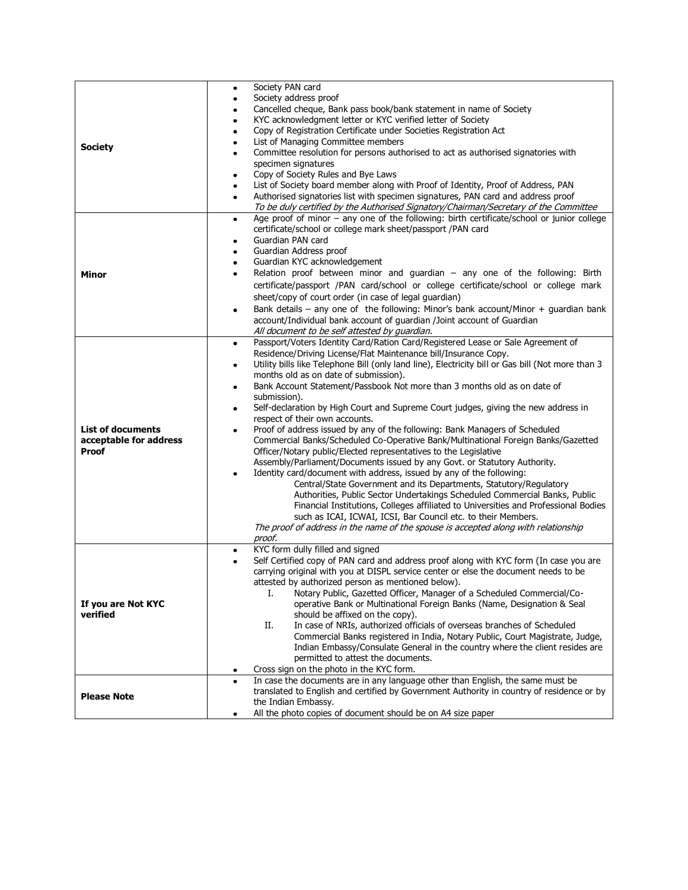| | |
|---|---|
| **Society** | • Society PAN card<br>• Society address proof<br>• Cancelled cheque, Bank pass book/bank statement in name of Society<br>• KYC acknowledgment letter or KYC verified letter of Society<br>• Copy of Registration Certificate under Societies Registration Act<br>• List of Managing Committee members<br>• Committee resolution for persons authorised to act as authorised signatories with specimen signatures<br>• Copy of Society Rules and Bye Laws<br>• List of Society board member along with Proof of Identity, Proof of Address, PAN<br>• Authorised signatories list with specimen signatures, PAN card and address proof<br>*To be duly certified by the Authorised Signatory/Chairman/Secretary of the Committee* |
| **Minor** | • Age proof of minor – any one of the following: birth certificate/school or junior college certificate/school or college mark sheet/passport /PAN card<br>• Guardian PAN card<br>• Guardian Address proof<br>• Guardian KYC acknowledgement<br>• Relation proof between minor and guardian – any one of the following: Birth certificate/passport /PAN card/school or college certificate/school or college mark sheet/copy of court order (in case of legal guardian)<br>• Bank details – any one of the following: Minor's bank account/Minor + guardian bank account/Individual bank account of guardian /Joint account of Guardian<br>*All document to be self attested by guardian.* |
| **List of documents acceptable for address Proof** | • Passport/Voters Identity Card/Ration Card/Registered Lease or Sale Agreement of Residence/Driving License/Flat Maintenance bill/Insurance Copy.<br>• Utility bills like Telephone Bill (only land line), Electricity bill or Gas bill (Not more than 3 months old as on date of submission).<br>• Bank Account Statement/Passbook Not more than 3 months old as on date of submission).<br>• Self-declaration by High Court and Supreme Court judges, giving the new address in respect of their own accounts.<br>• Proof of address issued by any of the following: Bank Managers of Scheduled Commercial Banks/Scheduled Co-Operative Bank/Multinational Foreign Banks/Gazetted Officer/Notary public/Elected representatives to the Legislative Assembly/Parliament/Documents issued by any Govt. or Statutory Authority.<br>• Identity card/document with address, issued by any of the following: Central/State Government and its Departments, Statutory/Regulatory Authorities, Public Sector Undertakings Scheduled Commercial Banks, Public Financial Institutions, Colleges affiliated to Universities and Professional Bodies such as ICAI, ICWAI, ICSI, Bar Council etc. to their Members.<br>*The proof of address in the name of the spouse is accepted along with relationship proof.* |
| **If you are Not KYC verified** | • KYC form dully filled and signed<br>• Self Certified copy of PAN card and address proof along with KYC form (In case you are carrying original with you at DISPL service center or else the document needs to be attested by authorized person as mentioned below).<br>I. Notary Public, Gazetted Officer, Manager of a Scheduled Commercial/Co-operative Bank or Multinational Foreign Banks (Name, Designation & Seal should be affixed on the copy).<br>II. In case of NRIs, authorized officials of overseas branches of Scheduled Commercial Banks registered in India, Notary Public, Court Magistrate, Judge, Indian Embassy/Consulate General in the country where the client resides are permitted to attest the documents.<br>• Cross sign on the photo in the KYC form. |
| **Please Note** | • In case the documents are in any language other than English, the same must be translated to English and certified by Government Authority in country of residence or by the Indian Embassy.<br>• All the photo copies of document should be on A4 size paper |